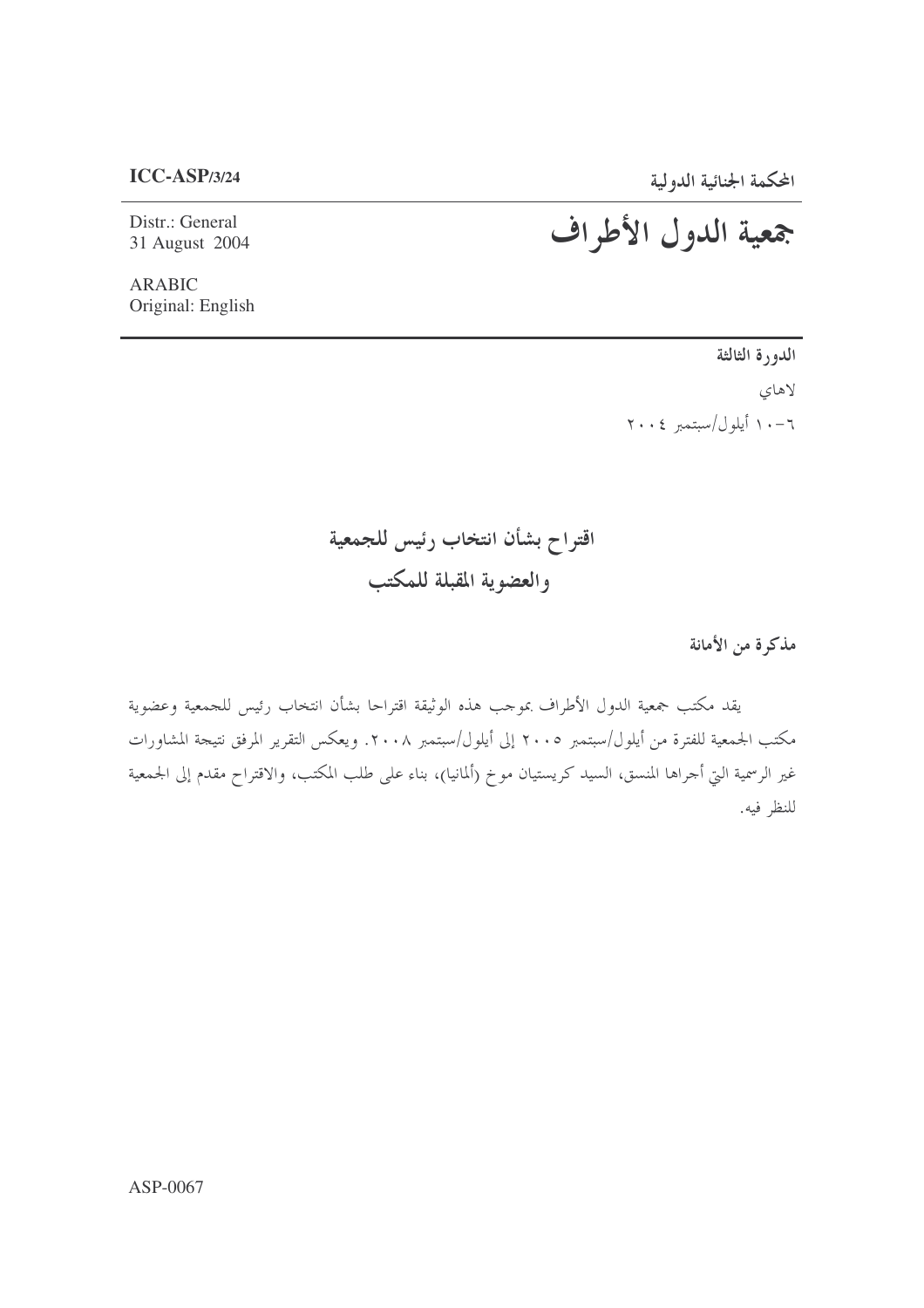**ICC-ASP/3/24**

Distr.: General
31 August 2004

ARABIC
Original: English

المحكمة الجنائية الدولية

# جمعية الدول الأطراف

**الدورة الثالثة**

لاهاي

٦-١٠ أيلول/سبتمبر ٢٠٠٤

## اقتراح بشأن انتخاب رئيس للجمعية والعضوية المقبلة للمكتب

**مذكرة من الأمانة**

يقدم مكتب جمعية الدول الأطراف بموجب هذه الوثيقة اقتراحا بشأن انتخاب رئيس للجمعية وعضوية مكتب الجمعية للفترة من أيلول/سبتمبر ٢٠٠٥ إلى أيلول/سبتمبر ٢٠٠٨. ويعكس التقرير المرفق نتيجة المشاورات غير الرسمية التي أجراها المنسق، السيد كريستيان موخ (ألمانيا)، بناء على طلب المكتب، والاقتراح مقدم إلى الجمعية للنظر فيه.

ASP-0067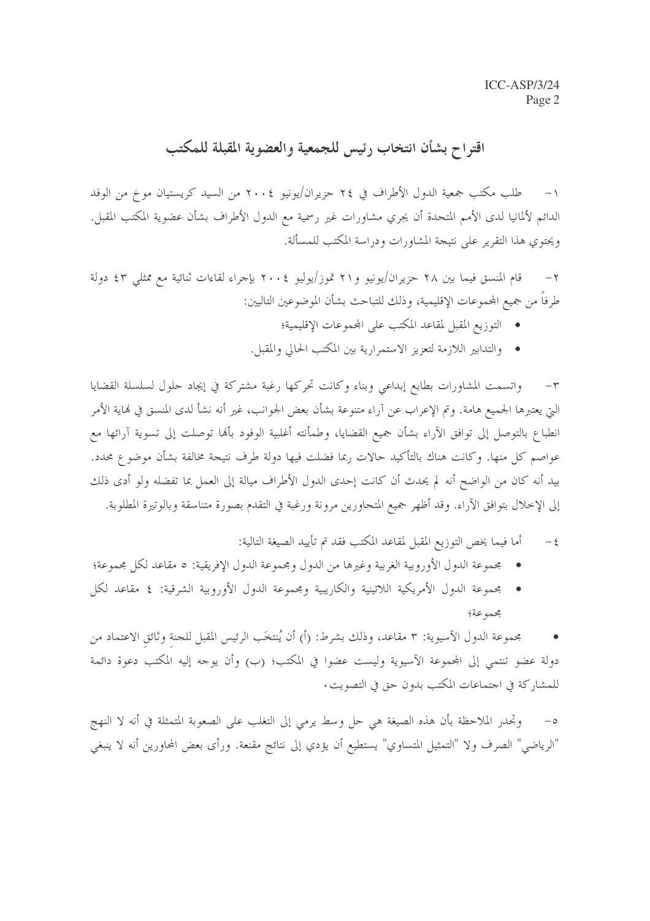# اقتراح بشأن انتخاب رئيس للجمعية والعضوية المقبلة للمكتب

١ - طلب مكتب جمعية الدول الأطراف في ٢٤ حزيران/يونيو ٢٠٠٤ من السيد كريستيان موخ من الوفد الدائم لألمانيا لدى الأمم المتحدة أن يجري مشاورات غير رسمية مع الدول الأطراف بشأن عضوية المكتب المقبل. ويحتوي هذا التقرير على نتيجة المشاورات ودراسة المكتب للمسألة.

٢ - قام المنسق فيما بين ٢٨ حزيران/يونيو و٢١ تموز/يوليو ٢٠٠٤ بإجراء لقاءات ثنائية مع ممثلي ٤٣ دولة طرفاً من جميع المجموعات الإقليمية، وذلك للتباحث بشأن الموضوعين التاليين:

- التوزيع المقبل لمقاعد المكتب على المجموعات الإقليمية؛
- والتدابير اللازمة لتعزيز الاستمرارية بين المكتب الحالي والمقبل.

٣ - واتسمت المشاورات بطابع إبداعي وبناء وكانت تحركها رغبة مشتركة في إيجاد حلول لسلسلة القضايا التي يعتبرها الجميع هامة. وتم الإعراب عن آراء متنوعة بشأن بعض الجوانب، غير أنه نشأ لدى المنسق في نهاية الأمر انطباع بالتوصل إلى توافق الآراء بشأن جميع القضايا، وطمأنته أغلبية الوفود بأنها توصلت إلى تسوية آرائها مع عواصم كل منها. وكانت هناك بالتأكيد حالات ربما فضلت فيها دولة طرف نتيجة مخالفة بشأن موضوع محدد. بيد أنه كان من الواضح أنه لم يحدث أن كانت إحدى الدول الأطراف ميالة إلى العمل بما تفضله ولو أدى ذلك إلى الإخلال بتوافق الآراء. وقد أظهر جميع المتحاورين مرونة ورغبة في التقدم بصورة متناسقة وبالوتيرة المطلوبة.

٤ - أما فيما يخص التوزيع المقبل لمقاعد المكتب فقد تم تأييد الصيغة التالية:

- مجموعة الدول الأوروبية الغربية وغيرها من الدول ومجموعة الدول الإفريقية: ٥ مقاعد لكل مجموعة؛
- مجموعة الدول الأمريكية اللاتينية والكاريبية ومجموعة الدول الأوروبية الشرقية: ٤ مقاعد لكل مجموعة؛
- مجموعة الدول الآسيوية: ٣ مقاعد، وذلك بشرط: (أ) أن يُنتخَب الرئيس المقبل للجنة وثائقِ الاعتماد من دولة عضو تنتمي إلى المجموعة الآسيوية وليست عضوا في المكتب؛ (ب) وأن يوجه إليه المكتب دعوة دائمة للمشاركة في اجتماعات المكتب بدون حق في التصويت.

٥ - وتجدر الملاحظة بأن هذه الصيغة هي حل وسط يرمي إلى التغلب على الصعوبة المتمثلة في أنه لا النهج "الرياضي" الصرف ولا "التمثيل المتساوي" يستطيع أن يؤدي إلى نتائج مقنعة. ورأى بعض المحاورين أنه لا ينبغي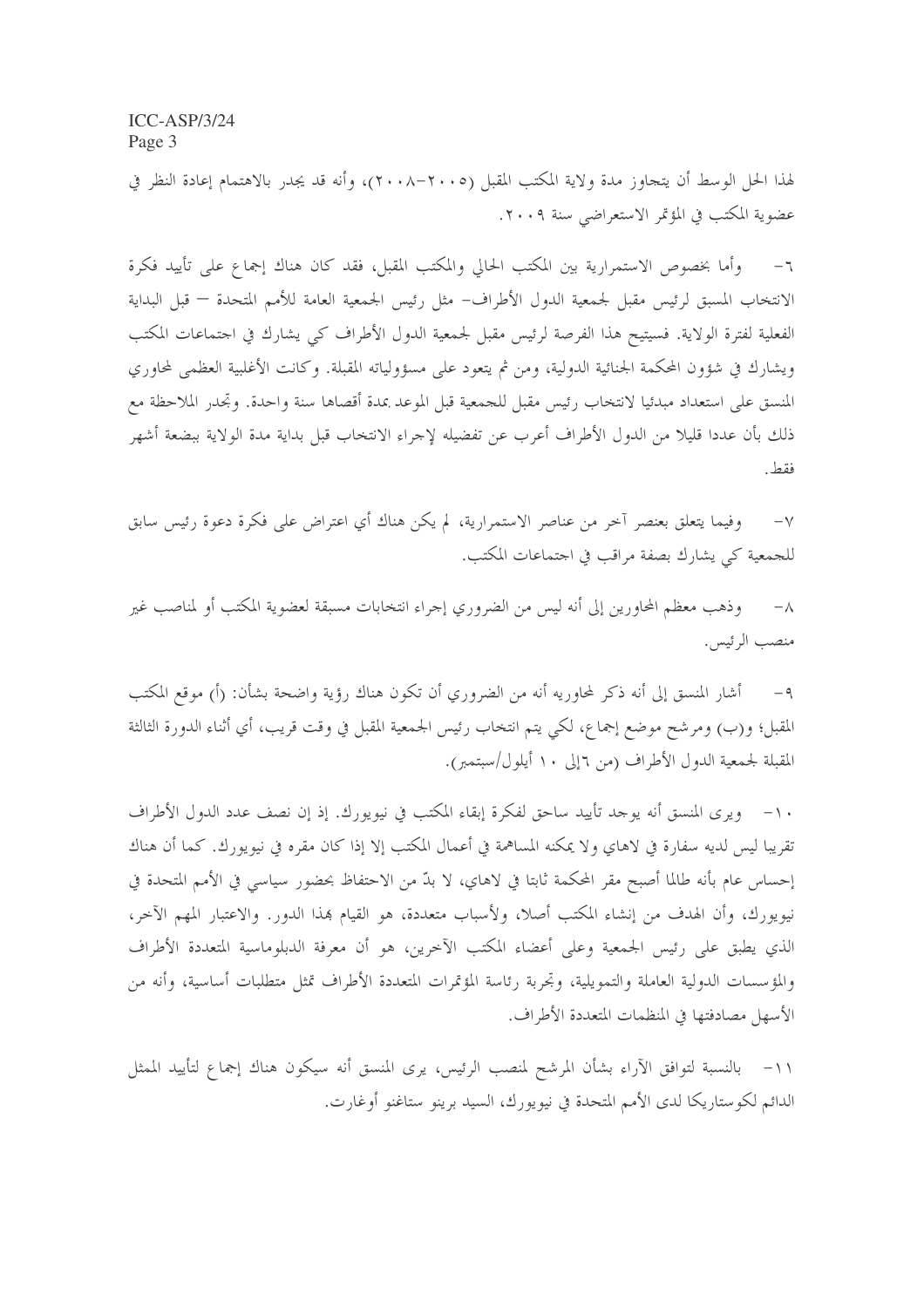لهذا الحل الوسط أن يتجاوز مدة ولاية المكتب المقبل (٢٠٠٥-٢٠٠٨)، وأنه قد يجدر بالاهتمام إعادة النظر في عضوية المكتب في المؤتمر الاستعراضي سنة ٢٠٠٩.

٦- وأما بخصوص الاستمرارية بين المكتب الحالي والمكتب المقبل، فقد كان هناك إجماع على تأييد فكرة الانتخاب المسبق لرئيس مقبل لجمعية الدول الأطراف- مثل رئيس الجمعية العامة للأمم المتحدة — قبل البداية الفعلية لفترة الولاية. فسيتيح هذا الفرصة لرئيس مقبل لجمعية الدول الأطراف كي يشارك في اجتماعات المكتب ويشارك في شؤون المحكمة الجنائية الدولية، ومن ثم يتعود على مسؤولياته المقبلة. وكانت الأغلبية العظمى لمحاوري المنسق على استعداد مبدئيا لانتخاب رئيس مقبل للجمعية قبل الموعد بمدة أقصاها سنة واحدة. وتجدر الملاحظة مع ذلك بأن عددا قليلا من الدول الأطراف أعرب عن تفضيله لإجراء الانتخاب قبل بداية مدة الولاية ببضعة أشهر فقط.

٧- وفيما يتعلق بعنصر آخر من عناصر الاستمرارية، لم يكن هناك أي اعتراض على فكرة دعوة رئيس سابق للجمعية كي يشارك بصفة مراقب في اجتماعات المكتب.

٨- وذهب معظم المحاورين إلى أنه ليس من الضروري إجراء انتخابات مسبقة لعضوية المكتب أو لمناصب غير منصب الرئيس.

٩- أشار المنسق إلى أنه ذكر لمحاوريه أنه من الضروري أن تكون هناك رؤية واضحة بشأن: (أ) موقع المكتب المقبل؛ و(ب) ومرشح موضع إجماع، لكي يتم انتخاب رئيس الجمعية المقبل في وقت قريب، أي أثناء الدورة الثالثة المقبلة لجمعية الدول الأطراف (من ٦ إلى ١٠ أيلول/سبتمبر).

١٠- ويرى المنسق أنه يوجد تأييد ساحق لفكرة إبقاء المكتب في نيويورك. إذ إن نصف عدد الدول الأطراف تقريبا ليس لديه سفارة في لاهاي ولا يمكنه المساهمة في أعمال المكتب إلا إذا كان مقره في نيويورك. كما أن هناك إحساس عام بأنه طالما أصبح مقر المحكمة ثابتا في لاهاي، لا بدّ من الاحتفاظ بحضور سياسي في الأمم المتحدة في نيويورك، وأن الهدف من إنشاء المكتب أصلا، ولأسباب متعددة، هو القيام بهذا الدور. والاعتبار المهم الآخر، الذي يطبق على رئيس الجمعية وعلى أعضاء المكتب الآخرين، هو أن معرفة الدبلوماسية المتعددة الأطراف والمؤسسات الدولية العاملة والتمويلية، وتجربة رئاسة المؤتمرات المتعددة الأطراف تمثل متطلبات أساسية، وأنه من الأسهل مصادفتها في المنظمات المتعددة الأطراف.

١١- بالنسبة لتوافق الآراء بشأن المرشح لمنصب الرئيس، يرى المنسق أنه سيكون هناك إجماع لتأييد الممثل الدائم لكوستاريكا لدى الأمم المتحدة في نيويورك، السيد برينو ستاغنو أوغارت.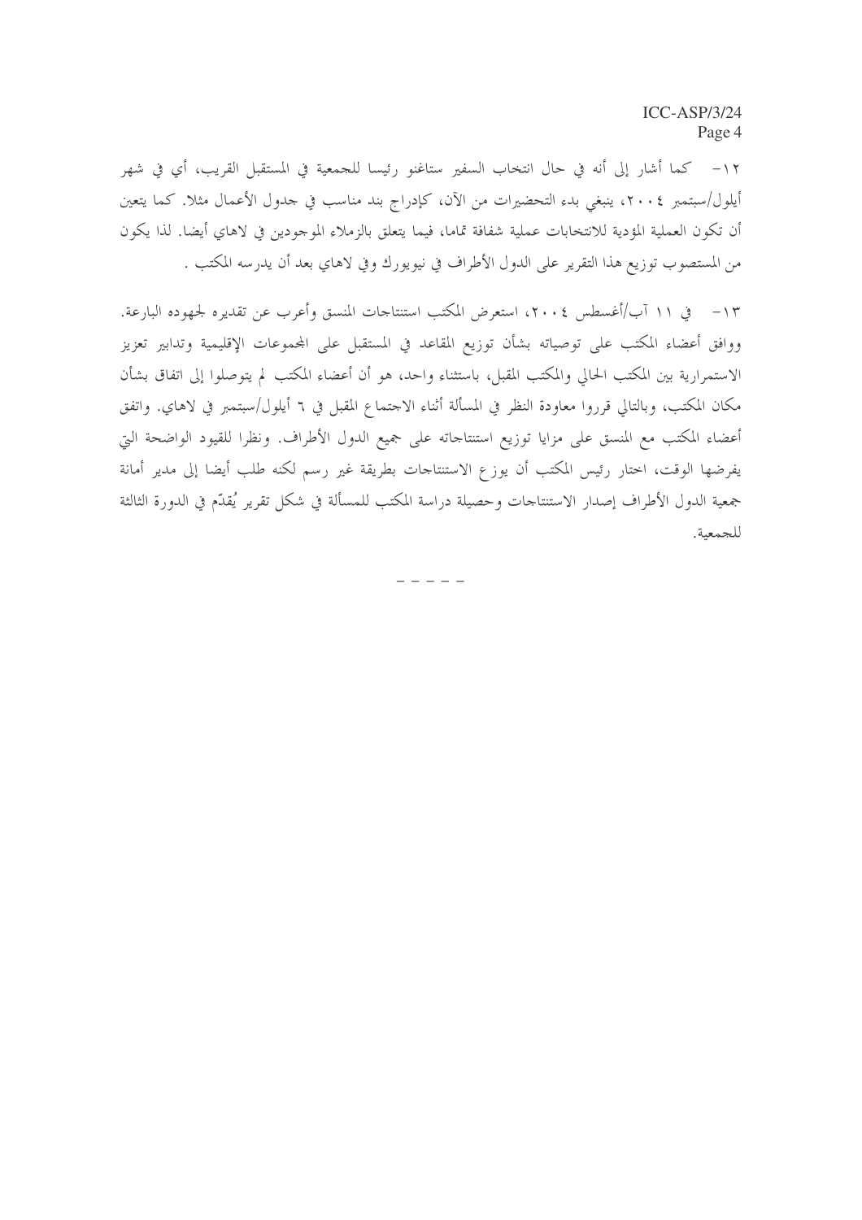١٢- كما أشار إلى أنه في حال انتخاب السفير ستاغنو رئيسا للجمعية في المستقبل القريب، أي في شهر أيلول/سبتمبر ٢٠٠٤، ينبغي بدء التحضيرات من الآن، كإدراج بند مناسب في جدول الأعمال مثلا. كما يتعين أن تكون العملية المؤدية للانتخابات عملية شفافة تماما، فيما يتعلق بالزملاء الموجودين في لاهاي أيضا. لذا يكون من المستصوب توزيع هذا التقرير على الدول الأطراف في نيويورك وفي لاهاي بعد أن يدرسه المكتب .

١٣- في ١١ آب/أغسطس ٢٠٠٤، استعرض المكتب استنتاجات المنسق وأعرب عن تقديره لجهوده البارعة. ووافق أعضاء المكتب على توصياته بشأن توزيع المقاعد في المستقبل على المجموعات الإقليمية وتدابير تعزيز الاستمرارية بين المكتب الحالي والمكتب المقبل، باستثناء واحد، هو أن أعضاء المكتب لم يتوصلوا إلى اتفاق بشأن مكان المكتب، وبالتالي قرروا معاودة النظر في المسألة أثناء الاجتماع المقبل في ٦ أيلول/سبتمبر في لاهاي. واتفق أعضاء المكتب مع المنسق على مزايا توزيع استنتاجاته على جميع الدول الأطراف. ونظرا للقيود الواضحة التي يفرضها الوقت، اختار رئيس المكتب أن يوزع الاستنتاجات بطريقة غير رسم لكنه طلب أيضا إلى مدير أمانة جمعية الدول الأطراف إصدار الاستنتاجات وحصيلة دراسة المكتب للمسألة في شكل تقرير يُقدّم في الدورة الثالثة للجمعية.

- - - - -